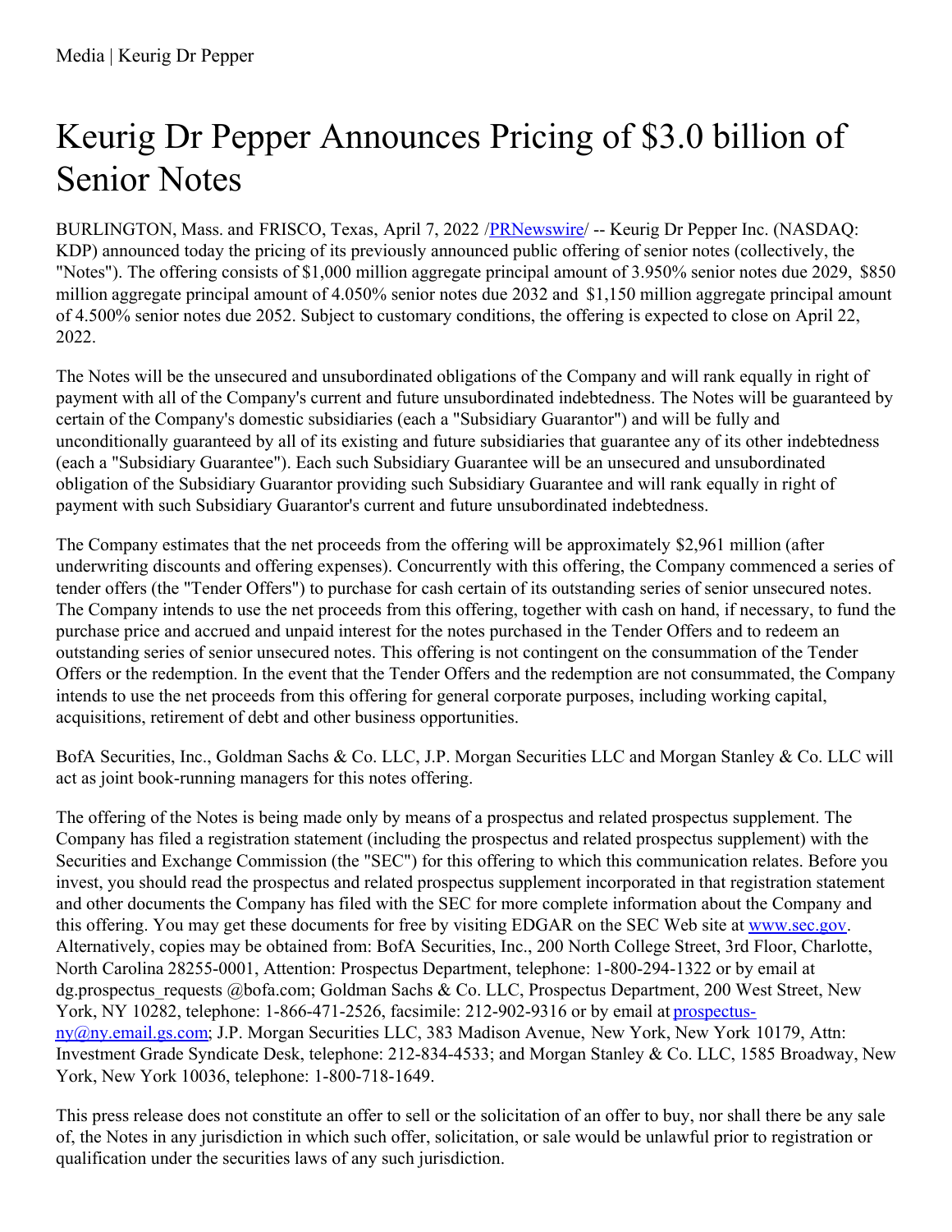Media | Keurig Dr Pepper

# Keurig Dr Pepper Announces Pricing of $3.0 billion of Senior Notes

BURLINGTON, Mass. and FRISCO, Texas, April 7, 2022 /PRNewswire/ -- Keurig Dr Pepper Inc. (NASDAQ: KDP) announced today the pricing of its previously announced public offering of senior notes (collectively, the "Notes"). The offering consists of $1,000 million aggregate principal amount of 3.950% senior notes due 2029, $850 million aggregate principal amount of 4.050% senior notes due 2032 and $1,150 million aggregate principal amount of 4.500% senior notes due 2052. Subject to customary conditions, the offering is expected to close on April 22, 2022.

The Notes will be the unsecured and unsubordinated obligations of the Company and will rank equally in right of payment with all of the Company's current and future unsubordinated indebtedness. The Notes will be guaranteed by certain of the Company's domestic subsidiaries (each a "Subsidiary Guarantor") and will be fully and unconditionally guaranteed by all of its existing and future subsidiaries that guarantee any of its other indebtedness (each a "Subsidiary Guarantee"). Each such Subsidiary Guarantee will be an unsecured and unsubordinated obligation of the Subsidiary Guarantor providing such Subsidiary Guarantee and will rank equally in right of payment with such Subsidiary Guarantor's current and future unsubordinated indebtedness.

The Company estimates that the net proceeds from the offering will be approximately $2,961 million (after underwriting discounts and offering expenses). Concurrently with this offering, the Company commenced a series of tender offers (the "Tender Offers") to purchase for cash certain of its outstanding series of senior unsecured notes. The Company intends to use the net proceeds from this offering, together with cash on hand, if necessary, to fund the purchase price and accrued and unpaid interest for the notes purchased in the Tender Offers and to redeem an outstanding series of senior unsecured notes. This offering is not contingent on the consummation of the Tender Offers or the redemption. In the event that the Tender Offers and the redemption are not consummated, the Company intends to use the net proceeds from this offering for general corporate purposes, including working capital, acquisitions, retirement of debt and other business opportunities.

BofA Securities, Inc., Goldman Sachs & Co. LLC, J.P. Morgan Securities LLC and Morgan Stanley & Co. LLC will act as joint book-running managers for this notes offering.

The offering of the Notes is being made only by means of a prospectus and related prospectus supplement. The Company has filed a registration statement (including the prospectus and related prospectus supplement) with the Securities and Exchange Commission (the "SEC") for this offering to which this communication relates. Before you invest, you should read the prospectus and related prospectus supplement incorporated in that registration statement and other documents the Company has filed with the SEC for more complete information about the Company and this offering. You may get these documents for free by visiting EDGAR on the SEC Web site at www.sec.gov. Alternatively, copies may be obtained from: BofA Securities, Inc., 200 North College Street, 3rd Floor, Charlotte, North Carolina 28255-0001, Attention: Prospectus Department, telephone: 1-800-294-1322 or by email at dg.prospectus_requests @bofa.com; Goldman Sachs & Co. LLC, Prospectus Department, 200 West Street, New York, NY 10282, telephone: 1-866-471-2526, facsimile: 212-902-9316 or by email at prospectus-ny@ny.email.gs.com; J.P. Morgan Securities LLC, 383 Madison Avenue, New York, New York 10179, Attn: Investment Grade Syndicate Desk, telephone: 212-834-4533; and Morgan Stanley & Co. LLC, 1585 Broadway, New York, New York 10036, telephone: 1-800-718-1649.

This press release does not constitute an offer to sell or the solicitation of an offer to buy, nor shall there be any sale of, the Notes in any jurisdiction in which such offer, solicitation, or sale would be unlawful prior to registration or qualification under the securities laws of any such jurisdiction.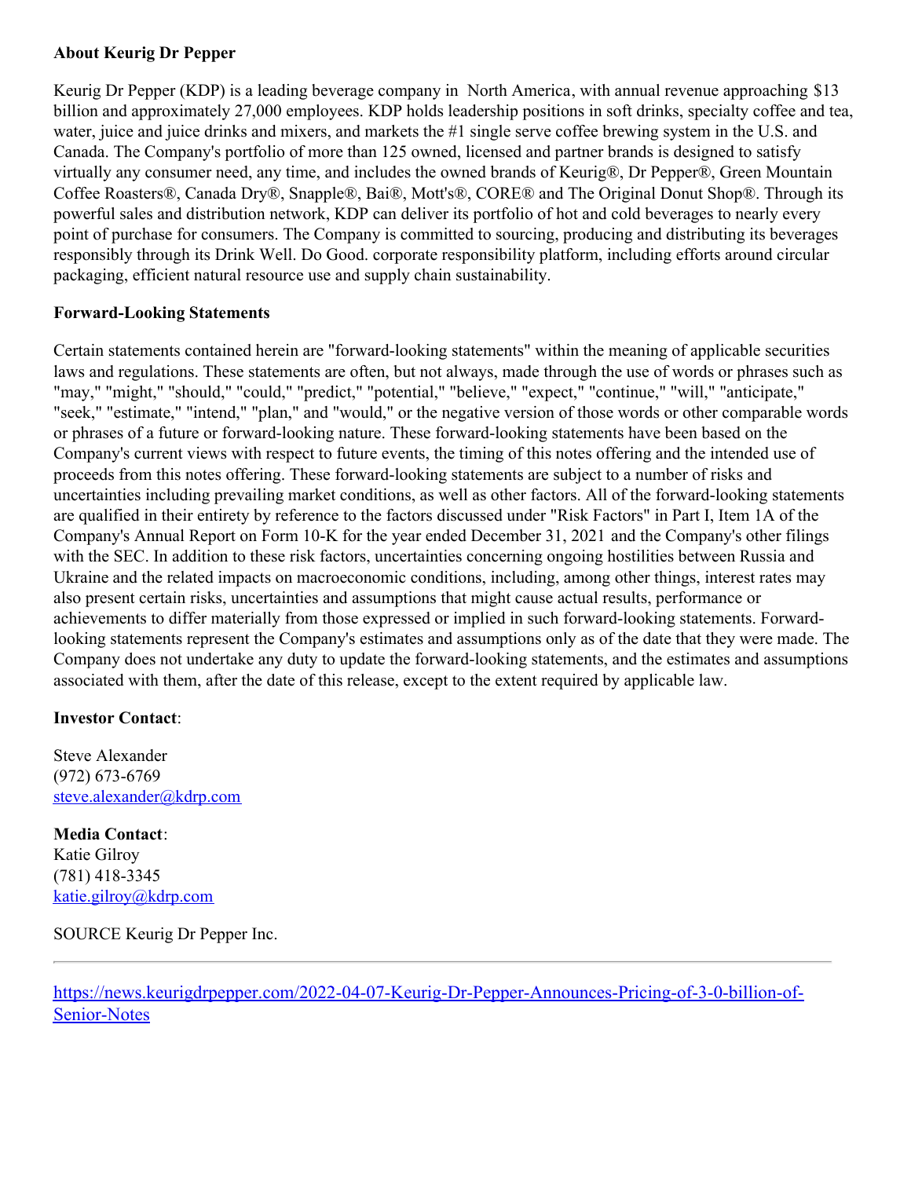**About Keurig Dr Pepper**

Keurig Dr Pepper (KDP) is a leading beverage company in North America, with annual revenue approaching $13 billion and approximately 27,000 employees. KDP holds leadership positions in soft drinks, specialty coffee and tea, water, juice and juice drinks and mixers, and markets the #1 single serve coffee brewing system in the U.S. and Canada. The Company's portfolio of more than 125 owned, licensed and partner brands is designed to satisfy virtually any consumer need, any time, and includes the owned brands of Keurig®, Dr Pepper®, Green Mountain Coffee Roasters®, Canada Dry®, Snapple®, Bai®, Mott's®, CORE® and The Original Donut Shop®. Through its powerful sales and distribution network, KDP can deliver its portfolio of hot and cold beverages to nearly every point of purchase for consumers. The Company is committed to sourcing, producing and distributing its beverages responsibly through its Drink Well. Do Good. corporate responsibility platform, including efforts around circular packaging, efficient natural resource use and supply chain sustainability.

**Forward-Looking Statements**

Certain statements contained herein are "forward-looking statements" within the meaning of applicable securities laws and regulations. These statements are often, but not always, made through the use of words or phrases such as "may," "might," "should," "could," "predict," "potential," "believe," "expect," "continue," "will," "anticipate," "seek," "estimate," "intend," "plan," and "would," or the negative version of those words or other comparable words or phrases of a future or forward-looking nature. These forward-looking statements have been based on the Company's current views with respect to future events, the timing of this notes offering and the intended use of proceeds from this notes offering. These forward-looking statements are subject to a number of risks and uncertainties including prevailing market conditions, as well as other factors. All of the forward-looking statements are qualified in their entirety by reference to the factors discussed under "Risk Factors" in Part I, Item 1A of the Company's Annual Report on Form 10-K for the year ended December 31, 2021 and the Company's other filings with the SEC. In addition to these risk factors, uncertainties concerning ongoing hostilities between Russia and Ukraine and the related impacts on macroeconomic conditions, including, among other things, interest rates may also present certain risks, uncertainties and assumptions that might cause actual results, performance or achievements to differ materially from those expressed or implied in such forward-looking statements. Forward-looking statements represent the Company's estimates and assumptions only as of the date that they were made. The Company does not undertake any duty to update the forward-looking statements, and the estimates and assumptions associated with them, after the date of this release, except to the extent required by applicable law.

**Investor Contact**:

Steve Alexander
(972) 673-6769
steve.alexander@kdrp.com

**Media Contact**:
Katie Gilroy
(781) 418-3345
katie.gilroy@kdrp.com

SOURCE Keurig Dr Pepper Inc.

---

https://news.keurigdrpepper.com/2022-04-07-Keurig-Dr-Pepper-Announces-Pricing-of-3-0-billion-of-Senior-Notes